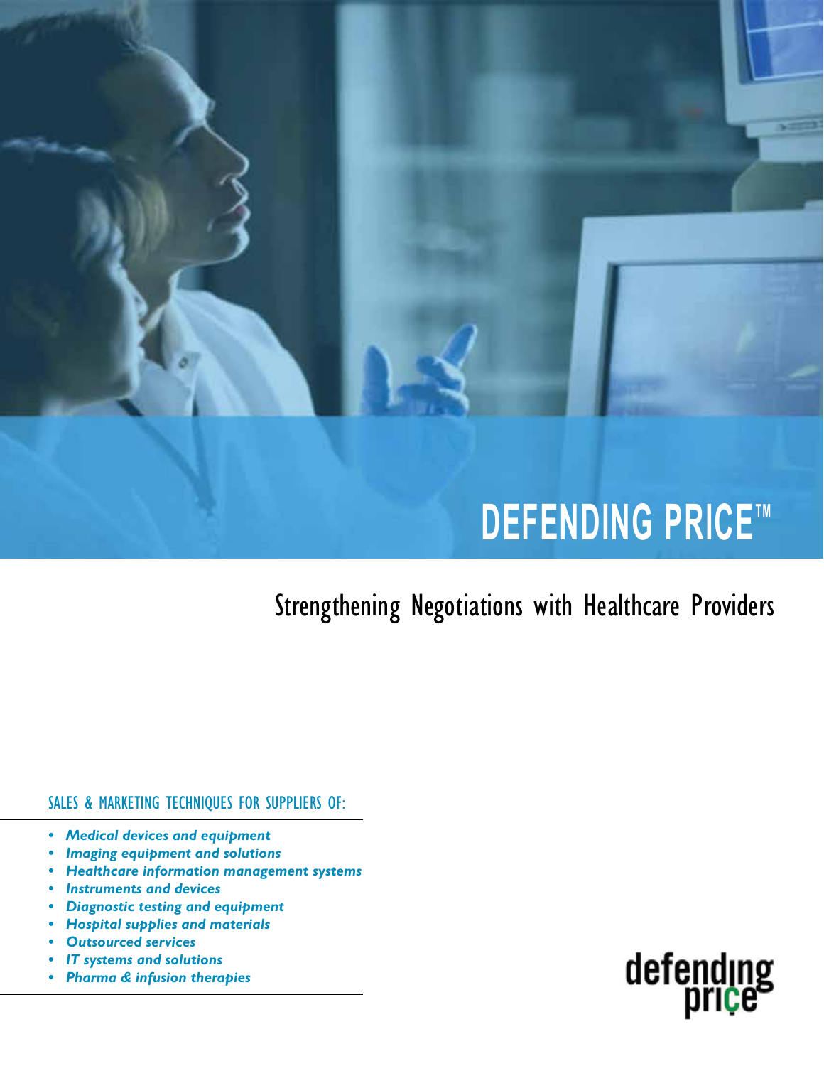# DEFENDING PRICE™

## Strengthening Negotiations with Healthcare Providers

SALES & MARKETING TECHNIQUES FOR SUPPLIERS OF:

- *Medical devices and equipment*
- *Imaging equipment and solutions*
- *Healthcare information management systems*
- *Instruments and devices*
- *Diagnostic testing and equipment*
- *Hospital supplies and materials*
- *Outsourced services*
- *IT systems and solutions*
- *Pharma & infusion therapies*

defending price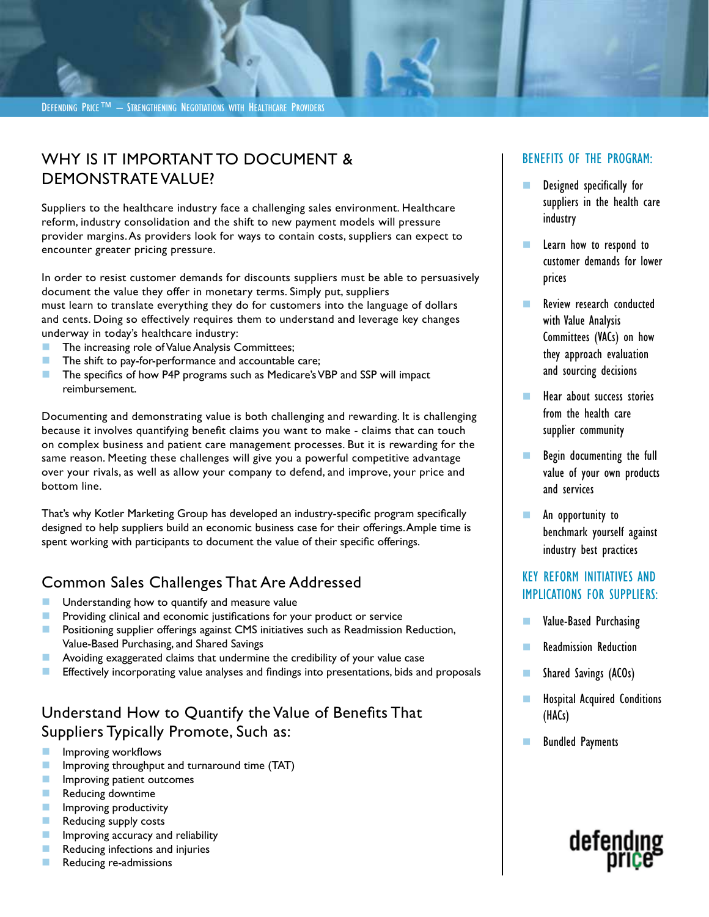## WHY IS IT IMPORTANT TO DOCUMENT & DEMONSTRATE VALUE?

Suppliers to the healthcare industry face a challenging sales environment. Healthcare reform, industry consolidation and the shift to new payment models will pressure provider margins. As providers look for ways to contain costs, suppliers can expect to encounter greater pricing pressure.

In order to resist customer demands for discounts suppliers must be able to persuasively document the value they offer in monetary terms. Simply put, suppliers must learn to translate everything they do for customers into the language of dollars and cents. Doing so effectively requires them to understand and leverage key changes underway in today's healthcare industry:

- The increasing role of Value Analysis Committees;
- The shift to pay-for-performance and accountable care;
- The specifics of how P4P programs such as Medicare's VBP and SSP will impact reimbursement.

Documenting and demonstrating value is both challenging and rewarding. It is challenging because it involves quantifying benefit claims you want to make - claims that can touch on complex business and patient care management processes. But it is rewarding for the same reason. Meeting these challenges will give you a powerful competitive advantage over your rivals, as well as allow your company to defend, and improve, your price and bottom line.

That's why Kotler Marketing Group has developed an industry-specific program specifically designed to help suppliers build an economic business case for their offerings. Ample time is spent working with participants to document the value of their specific offerings.

### Common Sales Challenges That Are Addressed

- Understanding how to quantify and measure value
- Providing clinical and economic justifications for your product or service
- Positioning supplier offerings against CMS initiatives such as Readmission Reduction, Value-Based Purchasing, and Shared Savings
- Avoiding exaggerated claims that undermine the credibility of your value case
- Effectively incorporating value analyses and findings into presentations, bids and proposals

### Understand How to Quantify the Value of Benefits That Suppliers Typically Promote, Such as:

- Improving workflows
- Improving throughput and turnaround time (TAT)
- Improving patient outcomes
- Reducing downtime
- Improving productivity
- Reducing supply costs
- Improving accuracy and reliability
- Reducing infections and injuries
- Reducing re-admissions

### BENEFITS OF THE PROGRAM:

- Designed specifically for suppliers in the health care industry
- Learn how to respond to customer demands for lower prices
- Review research conducted with Value Analysis Committees (VACs) on how they approach evaluation and sourcing decisions
- Hear about success stories from the health care supplier community
- Begin documenting the full value of your own products and services
- An opportunity to benchmark yourself against industry best practices

### KEY REFORM INITIATIVES AND IMPLICATIONS FOR SUPPLIERS:

- Value-Based Purchasing
- Readmission Reduction
- Shared Savings (ACOs)
- Hospital Acquired Conditions (HACs)
- Bundled Payments

defending price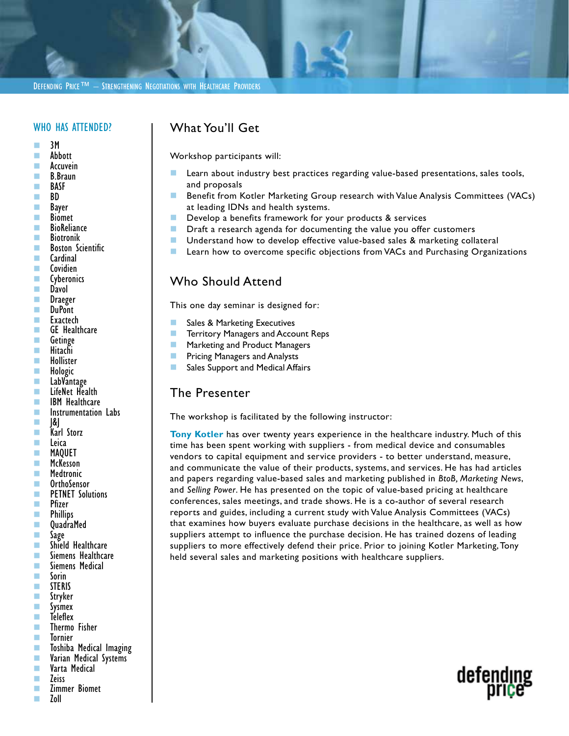Defending Price™ — Strengthening Negotiations with Healthcare Providers

## WHO HAS ATTENDED?

- 3M
- Abbott
- Accuvein
- B.Braun
- BASF
- BD
- Bayer
- Biomet
- BioReliance
- Biotronik
- Boston Scientific
- Cardinal
- Covidien
- Cyberonics
- Davol
- Draeger
- DuPont
- Exactech
- GE Healthcare
- Getinge
- Hitachi
- Hollister
- Hologic
- LabVantage
- LifeNet Health
- IBM Healthcare
- Instrumentation Labs
- J&J
- Karl Storz
- Leica
- MAQUET
- McKesson
- Medtronic
- OrthoSensor
- PETNET Solutions
- Pfizer
- Phillips
- QuadraMed
- Sage
- Shield Healthcare
- Siemens Healthcare
- Siemens Medical
- Sorin
- STERIS
- Stryker
- Sysmex
- Teleflex
- Thermo Fisher
- Tornier
- Toshiba Medical Imaging
- Varian Medical Systems
- Varta Medical
- Zeiss
- Zimmer Biomet
- Zoll

## What You'll Get

Workshop participants will:

- Learn about industry best practices regarding value-based presentations, sales tools, and proposals
- Benefit from Kotler Marketing Group research with Value Analysis Committees (VACs) at leading IDNs and health systems.
- Develop a benefits framework for your products & services
- Draft a research agenda for documenting the value you offer customers
- Understand how to develop effective value-based sales & marketing collateral
- Learn how to overcome specific objections from VACs and Purchasing Organizations

## Who Should Attend

This one day seminar is designed for:

- Sales & Marketing Executives
- Territory Managers and Account Reps
- Marketing and Product Managers
- Pricing Managers and Analysts
- Sales Support and Medical Affairs

## The Presenter

The workshop is facilitated by the following instructor:

**Tony Kotler** has over twenty years experience in the healthcare industry. Much of this time has been spent working with suppliers - from medical device and consumables vendors to capital equipment and service providers - to better understand, measure, and communicate the value of their products, systems, and services. He has had articles and papers regarding value-based sales and marketing published in *BtoB, Marketing News*, and *Selling Power*. He has presented on the topic of value-based pricing at healthcare conferences, sales meetings, and trade shows. He is a co-author of several research reports and guides, including a current study with Value Analysis Committees (VACs) that examines how buyers evaluate purchase decisions in the healthcare, as well as how suppliers attempt to influence the purchase decision. He has trained dozens of leading suppliers to more effectively defend their price. Prior to joining Kotler Marketing, Tony held several sales and marketing positions with healthcare suppliers.

defending price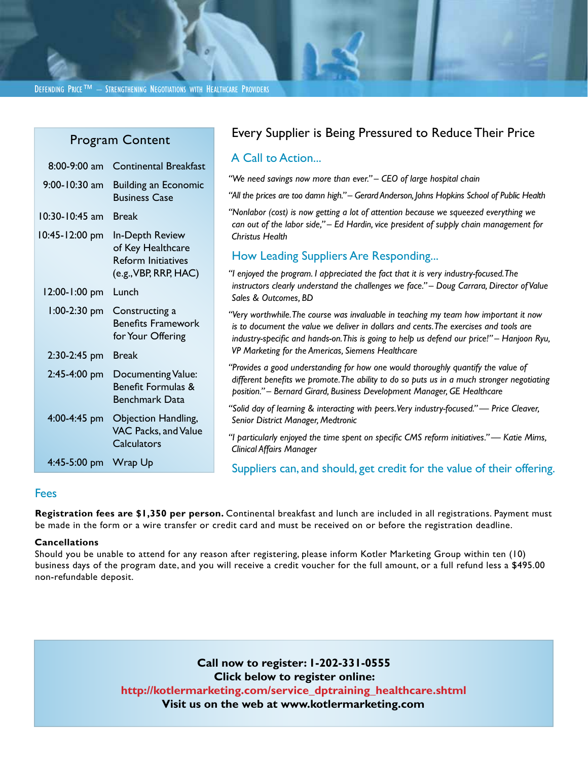## Program Content

| | |
|---|---|
| 8:00-9:00 am | Continental Breakfast |
| 9:00-10:30 am | Building an Economic Business Case |
| 10:30-10:45 am | Break |
| 10:45-12:00 pm | In-Depth Review of Key Healthcare Reform Initiatives (e.g., VBP, RRP, HAC) |
| 12:00-1:00 pm | Lunch |
| 1:00-2:30 pm | Constructing a Benefits Framework for Your Offering |
| 2:30-2:45 pm | Break |
| 2:45-4:00 pm | Documenting Value: Benefit Formulas & Benchmark Data |
| 4:00-4:45 pm | Objection Handling, VAC Packs, and Value Calculators |
| 4:45-5:00 pm | Wrap Up |

## Every Supplier is Being Pressured to Reduce Their Price

### A Call to Action...

*"We need savings now more than ever." – CEO of large hospital chain*

*"All the prices are too damn high." – Gerard Anderson, Johns Hopkins School of Public Health*

*"Nonlabor (cost) is now getting a lot of attention because we squeezed everything we can out of the labor side," – Ed Hardin, vice president of supply chain management for Christus Health*

### How Leading Suppliers Are Responding...

*"I enjoyed the program. I appreciated the fact that it is very industry-focused. The instructors clearly understand the challenges we face." – Doug Carrara, Director of Value Sales & Outcomes, BD*

*"Very worthwhile. The course was invaluable in teaching my team how important it now is to document the value we deliver in dollars and cents. The exercises and tools are industry-specific and hands-on. This is going to help us defend our price!" – Hanjoon Ryu, VP Marketing for the Americas, Siemens Healthcare*

*"Provides a good understanding for how one would thoroughly quantify the value of different benefits we promote. The ability to do so puts us in a much stronger negotiating position." – Bernard Girard, Business Development Manager, GE Healthcare*

*"Solid day of learning & interacting with peers. Very industry-focused." — Price Cleaver, Senior District Manager, Medtronic*

*"I particularly enjoyed the time spent on specific CMS reform initiatives." — Katie Mims, Clinical Affairs Manager*

### Suppliers can, and should, get credit for the value of their offering.

## Fees

**Registration fees are $1,350 per person.** Continental breakfast and lunch are included in all registrations. Payment must be made in the form or a wire transfer or credit card and must be received on or before the registration deadline.

**Cancellations**

Should you be unable to attend for any reason after registering, please inform Kotler Marketing Group within ten (10) business days of the program date, and you will receive a credit voucher for the full amount, or a full refund less a $495.00 non-refundable deposit.

**Call now to register: 1-202-331-0555**

**Click below to register online:**

**http://kotlermarketing.com/service_dptraining_healthcare.shtml**

**Visit us on the web at www.kotlermarketing.com**